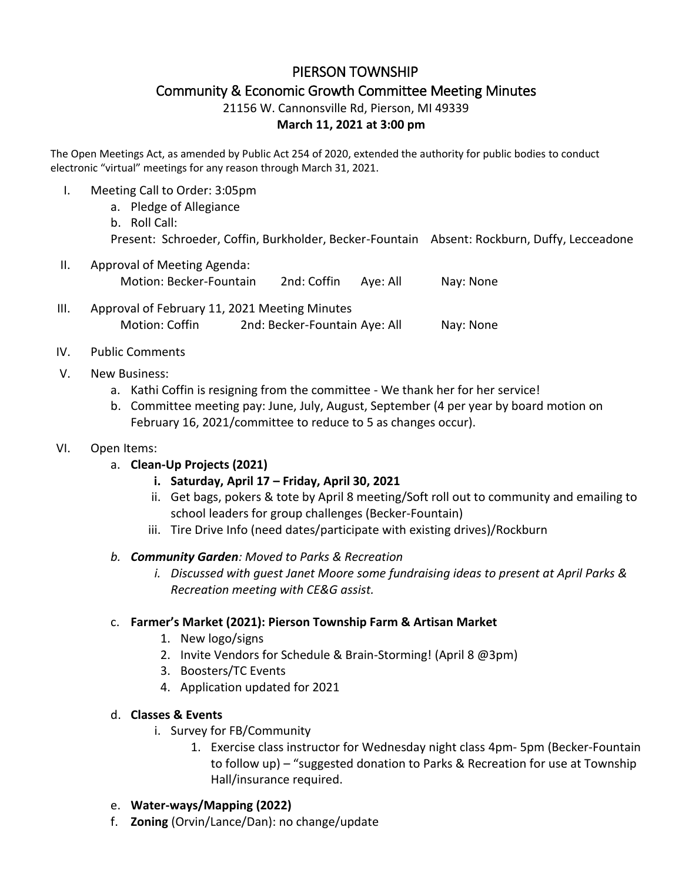# PIERSON TOWNSHIP

## Community & Economic Growth Committee Meeting Minutes

21156 W. Cannonsville Rd, Pierson, MI 49339

**March 11, 2021 at 3:00 pm**

The Open Meetings Act, as amended by Public Act 254 of 2020, extended the authority for public bodies to conduct electronic "virtual" meetings for any reason through March 31, 2021.

I. Meeting Call to Order: 3:05pm
   a. Pledge of Allegiance
   b. Roll Call:
   Present: Schroeder, Coffin, Burkholder, Becker-Fountain Absent: Rockburn, Duffy, Lecceadone

II. Approval of Meeting Agenda:
   Motion: Becker-Fountain 2nd: Coffin Aye: All Nay: None

III. Approval of February 11, 2021 Meeting Minutes
   Motion: Coffin 2nd: Becker-Fountain Aye: All Nay: None

IV. Public Comments

V. New Business:
   a. Kathi Coffin is resigning from the committee - We thank her for her service!
   b. Committee meeting pay: June, July, August, September (4 per year by board motion on February 16, 2021/committee to reduce to 5 as changes occur).

VI. Open Items:
   a. **Clean-Up Projects (2021)**
      i. **Saturday, April 17 – Friday, April 30, 2021**
      ii. Get bags, pokers & tote by April 8 meeting/Soft roll out to community and emailing to school leaders for group challenges (Becker-Fountain)
      iii. Tire Drive Info (need dates/participate with existing drives)/Rockburn

   b. ***Community Garden****: Moved to Parks & Recreation*
      i. *Discussed with guest Janet Moore some fundraising ideas to present at April Parks & Recreation meeting with CE&G assist.*

   c. **Farmer's Market (2021): Pierson Township Farm & Artisan Market**
      1. New logo/signs
      2. Invite Vendors for Schedule & Brain-Storming! (April 8 @3pm)
      3. Boosters/TC Events
      4. Application updated for 2021

   d. **Classes & Events**
      i. Survey for FB/Community
         1. Exercise class instructor for Wednesday night class 4pm- 5pm (Becker-Fountain to follow up) – "suggested donation to Parks & Recreation for use at Township Hall/insurance required.

   e. **Water-ways/Mapping (2022)**

   f. **Zoning** (Orvin/Lance/Dan): no change/update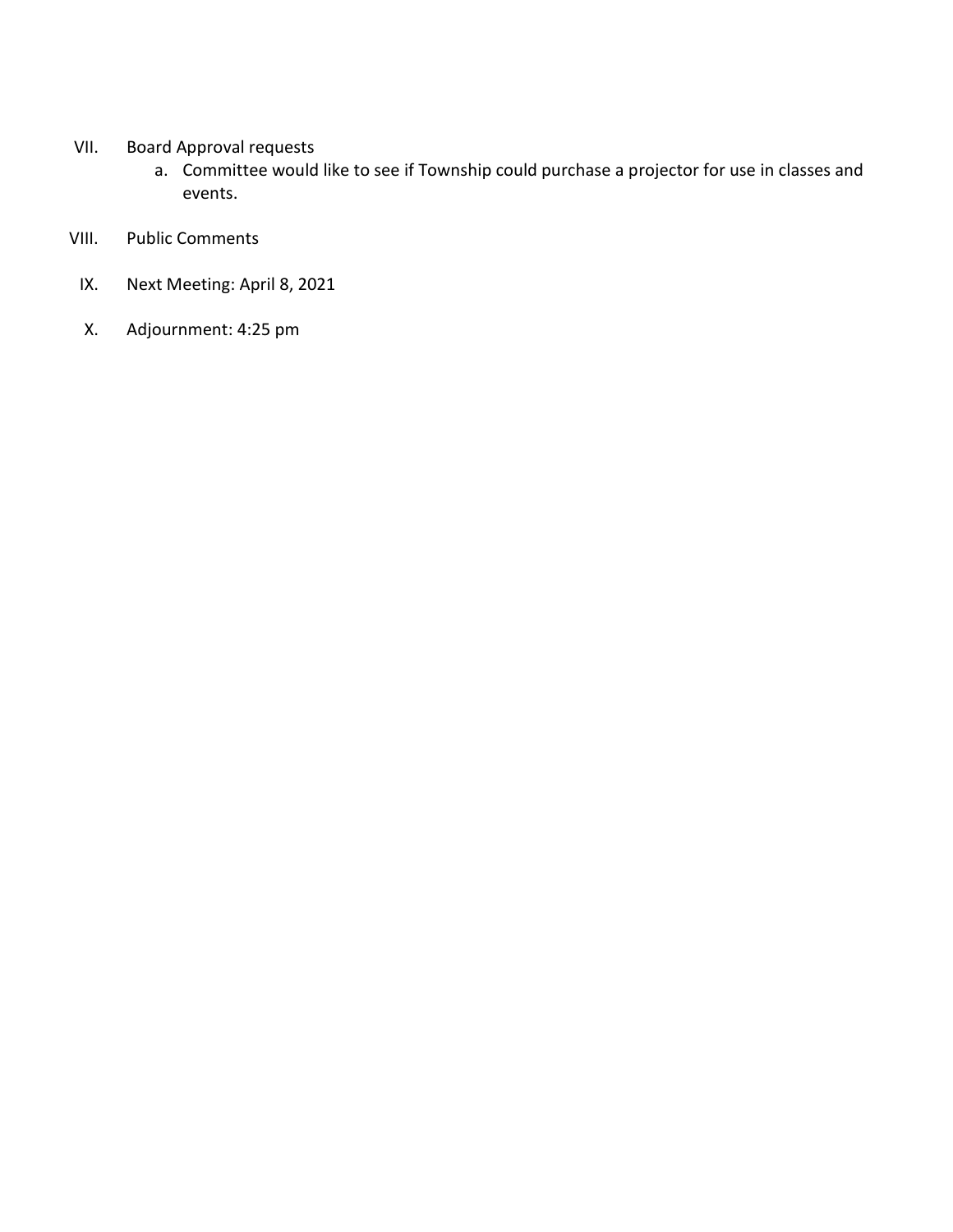VII. Board Approval requests
   a. Committee would like to see if Township could purchase a projector for use in classes and events.

VIII. Public Comments

IX. Next Meeting: April 8, 2021

X. Adjournment: 4:25 pm